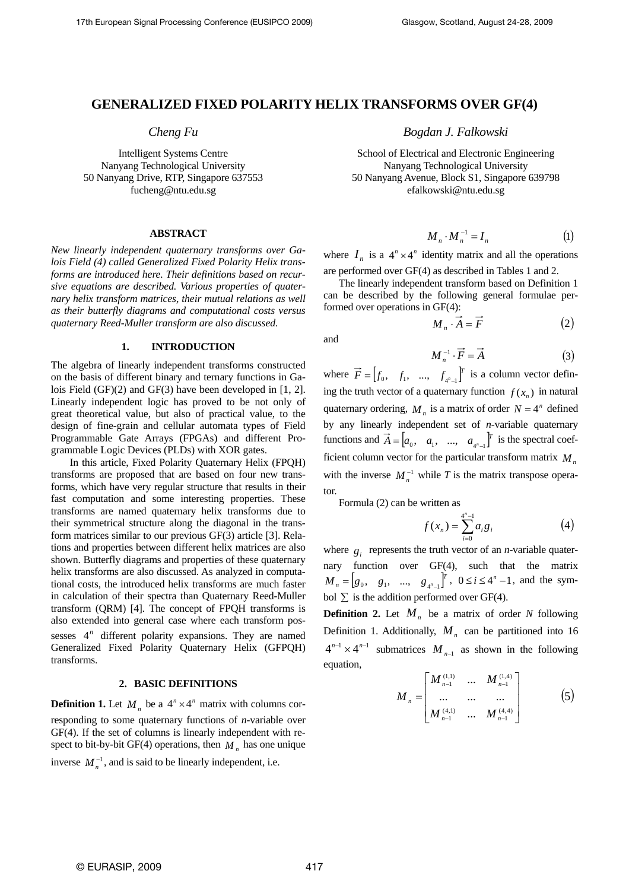# GENERALIZED FIXED POLARITY HELIX TRANSFORMS OVER GF(4)

*Cheng Fu*

Intelligent Systems Centre
Nanyang Technological University
50 Nanyang Drive, RTP, Singapore 637553
fucheng@ntu.edu.sg

*Bogdan J. Falkowski*

School of Electrical and Electronic Engineering
Nanyang Technological University
50 Nanyang Avenue, Block S1, Singapore 639798
efalkowski@ntu.edu.sg

## ABSTRACT

*New linearly independent quaternary transforms over Galois Field (4) called Generalized Fixed Polarity Helix transforms are introduced here. Their definitions based on recursive equations are described. Various properties of quaternary helix transform matrices, their mutual relations as well as their butterfly diagrams and computational costs versus quaternary Reed-Muller transform are also discussed.*

## 1. INTRODUCTION

The algebra of linearly independent transforms constructed on the basis of different binary and ternary functions in Galois Field (GF)(2) and GF(3) have been developed in [1, 2]. Linearly independent logic has proved to be not only of great theoretical value, but also of practical value, to the design of fine-grain and cellular automata types of Field Programmable Gate Arrays (FPGAs) and different Programmable Logic Devices (PLDs) with XOR gates.

In this article, Fixed Polarity Quaternary Helix (FPQH) transforms are proposed that are based on four new transforms, which have very regular structure that results in their fast computation and some interesting properties. These transforms are named quaternary helix transforms due to their symmetrical structure along the diagonal in the transform matrices similar to our previous GF(3) article [3]. Relations and properties between different helix matrices are also shown. Butterfly diagrams and properties of these quaternary helix transforms are also discussed. As analyzed in computational costs, the introduced helix transforms are much faster in calculation of their spectra than Quaternary Reed-Muller transform (QRM) [4]. The concept of FPQH transforms is also extended into general case where each transform possesses $4^n$ different polarity expansions. They are named Generalized Fixed Polarity Quaternary Helix (GFPQH) transforms.

## 2. BASIC DEFINITIONS

**Definition 1.** Let $M_n$ be a $4^n \times 4^n$ matrix with columns corresponding to some quaternary functions of *n*-variable over GF(4). If the set of columns is linearly independent with respect to bit-by-bit GF(4) operations, then $M_n$ has one unique inverse $M_n^{-1}$, and is said to be linearly independent, i.e.

$$M_n \cdot M_n^{-1} = I_n \tag{1}$$

where $I_n$ is a $4^n \times 4^n$ identity matrix and all the operations are performed over GF(4) as described in Tables 1 and 2.

The linearly independent transform based on Definition 1 can be described by the following general formulae performed over operations in GF(4):

$$M_n \cdot \vec{A} = \vec{F} \tag{2}$$

and

$$M_n^{-1} \cdot \vec{F} = \vec{A} \tag{3}$$

where $\vec{F} = \begin{bmatrix} f_0, & f_1, & ..., & f_{4^n-1} \end{bmatrix}^T$ is a column vector defining the truth vector of a quaternary function $f(x_n)$ in natural quaternary ordering, $M_n$ is a matrix of order $N = 4^n$ defined by any linearly independent set of *n*-variable quaternary functions and $\vec{A} = \begin{bmatrix} a_0, & a_1, & ..., & a_{4^n-1} \end{bmatrix}^T$ is the spectral coefficient column vector for the particular transform matrix $M_n$ with the inverse $M_n^{-1}$ while *T* is the matrix transpose operator.

Formula (2) can be written as

$$f(x_n) = \sum_{i=0}^{4^n-1} a_i g_i \tag{4}$$

where $g_i$ represents the truth vector of an *n*-variable quaternary function over GF(4), such that the matrix $M_n = \begin{bmatrix} g_0, & g_1, & ..., & g_{4^n-1} \end{bmatrix}^T$, $0 \le i \le 4^n - 1$, and the symbol $\sum$ is the addition performed over GF(4).

**Definition 2.** Let $M_n$ be a matrix of order *N* following Definition 1. Additionally, $M_n$ can be partitioned into 16 $4^{n-1} \times 4^{n-1}$ submatrices $M_{n-1}$ as shown in the following equation,

$$M_n = \begin{bmatrix} M_{n-1}^{(1,1)} & ... & M_{n-1}^{(1,4)} \\ ... & ... & ... \\ M_{n-1}^{(4,1)} & ... & M_{n-1}^{(4,4)} \end{bmatrix} \tag{5}$$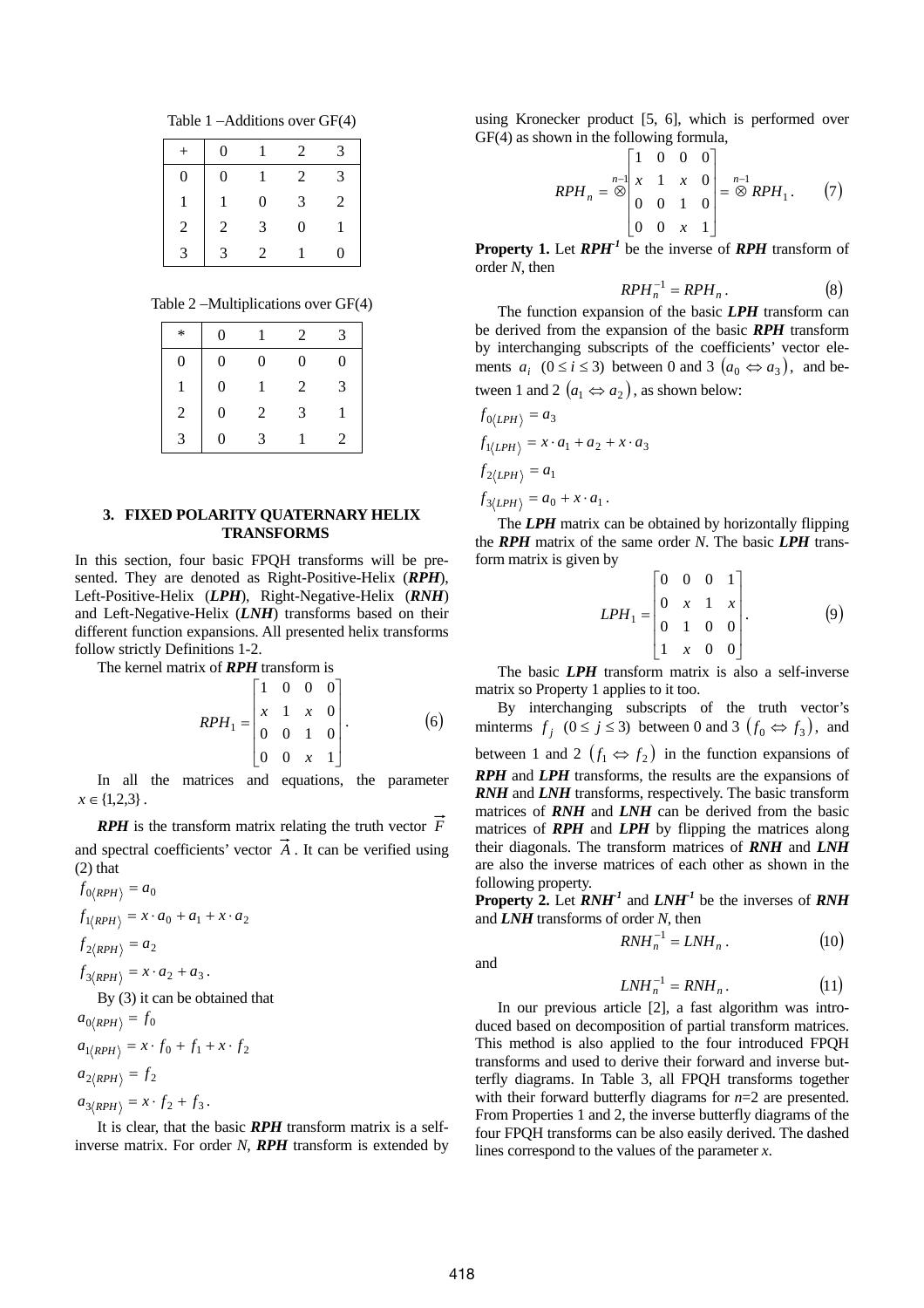Table 1 –Additions over GF(4)

| + | 0 | 1 | 2 | 3 |
|---|---|---|---|---|
| 0 | 0 | 1 | 2 | 3 |
| 1 | 1 | 0 | 3 | 2 |
| 2 | 2 | 3 | 0 | 1 |
| 3 | 3 | 2 | 1 | 0 |

Table 2 –Multiplications over GF(4)

| * | 0 | 1 | 2 | 3 |
|---|---|---|---|---|
| 0 | 0 | 0 | 0 | 0 |
| 1 | 0 | 1 | 2 | 3 |
| 2 | 0 | 2 | 3 | 1 |
| 3 | 0 | 3 | 1 | 2 |

## 3. FIXED POLARITY QUATERNARY HELIX TRANSFORMS

In this section, four basic FPQH transforms will be presented. They are denoted as Right-Positive-Helix (***RPH***), Left-Positive-Helix (***LPH***), Right-Negative-Helix (***RNH***) and Left-Negative-Helix (***LNH***) transforms based on their different function expansions. All presented helix transforms follow strictly Definitions 1-2.

The kernel matrix of ***RPH*** transform is

$$RPH_1 = \begin{bmatrix} 1 & 0 & 0 & 0 \\ x & 1 & x & 0 \\ 0 & 0 & 1 & 0 \\ 0 & 0 & x & 1 \end{bmatrix}. \tag{6}$$

In all the matrices and equations, the parameter $x \in \{1,2,3\}$.

***RPH*** is the transform matrix relating the truth vector $\vec{F}$ and spectral coefficients' vector $\vec{A}$. It can be verified using (2) that

$f_{0\langle RPH \rangle} = a_0$

$f_{1\langle RPH \rangle} = x \cdot a_0 + a_1 + x \cdot a_2$

$f_{2\langle RPH \rangle} = a_2$

$f_{3\langle RPH \rangle} = x \cdot a_2 + a_3$.

By (3) it can be obtained that

$a_{0\langle RPH \rangle} = f_0$

$a_{1\langle RPH \rangle} = x \cdot f_0 + f_1 + x \cdot f_2$

$a_{2\langle RPH \rangle} = f_2$

$a_{3\langle RPH \rangle} = x \cdot f_2 + f_3$.

It is clear, that the basic ***RPH*** transform matrix is a self-inverse matrix. For order *N*, ***RPH*** transform is extended by using Kronecker product [5, 6], which is performed over GF(4) as shown in the following formula,

$$RPH_n = \overset{n-1}{\otimes} \begin{bmatrix} 1 & 0 & 0 & 0 \\ x & 1 & x & 0 \\ 0 & 0 & 1 & 0 \\ 0 & 0 & x & 1 \end{bmatrix} = \overset{n-1}{\otimes} RPH_1. \tag{7}$$

**Property 1.** Let ***RPH***$^{-1}$ be the inverse of ***RPH*** transform of order *N*, then

$$RPH_n^{-1} = RPH_n. \tag{8}$$

The function expansion of the basic ***LPH*** transform can be derived from the expansion of the basic ***RPH*** transform by interchanging subscripts of the coefficients' vector elements $a_i$ $(0 \le i \le 3)$ between 0 and 3 $(a_0 \Leftrightarrow a_3)$, and between 1 and 2 $(a_1 \Leftrightarrow a_2)$, as shown below:

$f_{0\langle LPH \rangle} = a_3$

$f_{1\langle LPH \rangle} = x \cdot a_1 + a_2 + x \cdot a_3$

$f_{2\langle LPH \rangle} = a_1$

$f_{3\langle LPH \rangle} = a_0 + x \cdot a_1$.

The ***LPH*** matrix can be obtained by horizontally flipping the ***RPH*** matrix of the same order *N*. The basic ***LPH*** transform matrix is given by

$$LPH_1 = \begin{bmatrix} 0 & 0 & 0 & 1 \\ 0 & x & 1 & x \\ 0 & 1 & 0 & 0 \\ 1 & x & 0 & 0 \end{bmatrix}. \tag{9}$$

The basic ***LPH*** transform matrix is also a self-inverse matrix so Property 1 applies to it too.

By interchanging subscripts of the truth vector's minterms $f_j$ $(0 \le j \le 3)$ between 0 and 3 $(f_0 \Leftrightarrow f_3)$, and between 1 and 2 $(f_1 \Leftrightarrow f_2)$ in the function expansions of ***RPH*** and ***LPH*** transforms, the results are the expansions of ***RNH*** and ***LNH*** transforms, respectively. The basic transform matrices of ***RNH*** and ***LNH*** can be derived from the basic matrices of ***RPH*** and ***LPH*** by flipping the matrices along their diagonals. The transform matrices of ***RNH*** and ***LNH*** are also the inverse matrices of each other as shown in the following property.

**Property 2.** Let ***RNH***$^{-1}$ and ***LNH***$^{-1}$ be the inverses of ***RNH*** and ***LNH*** transforms of order *N*, then

$$RNH_n^{-1} = LNH_n. \tag{10}$$

and

$$LNH_n^{-1} = RNH_n. \tag{11}$$

In our previous article [2], a fast algorithm was introduced based on decomposition of partial transform matrices. This method is also applied to the four introduced FPQH transforms and used to derive their forward and inverse butterfly diagrams. In Table 3, all FPQH transforms together with their forward butterfly diagrams for *n*=2 are presented. From Properties 1 and 2, the inverse butterfly diagrams of the four FPQH transforms can be also easily derived. The dashed lines correspond to the values of the parameter *x*.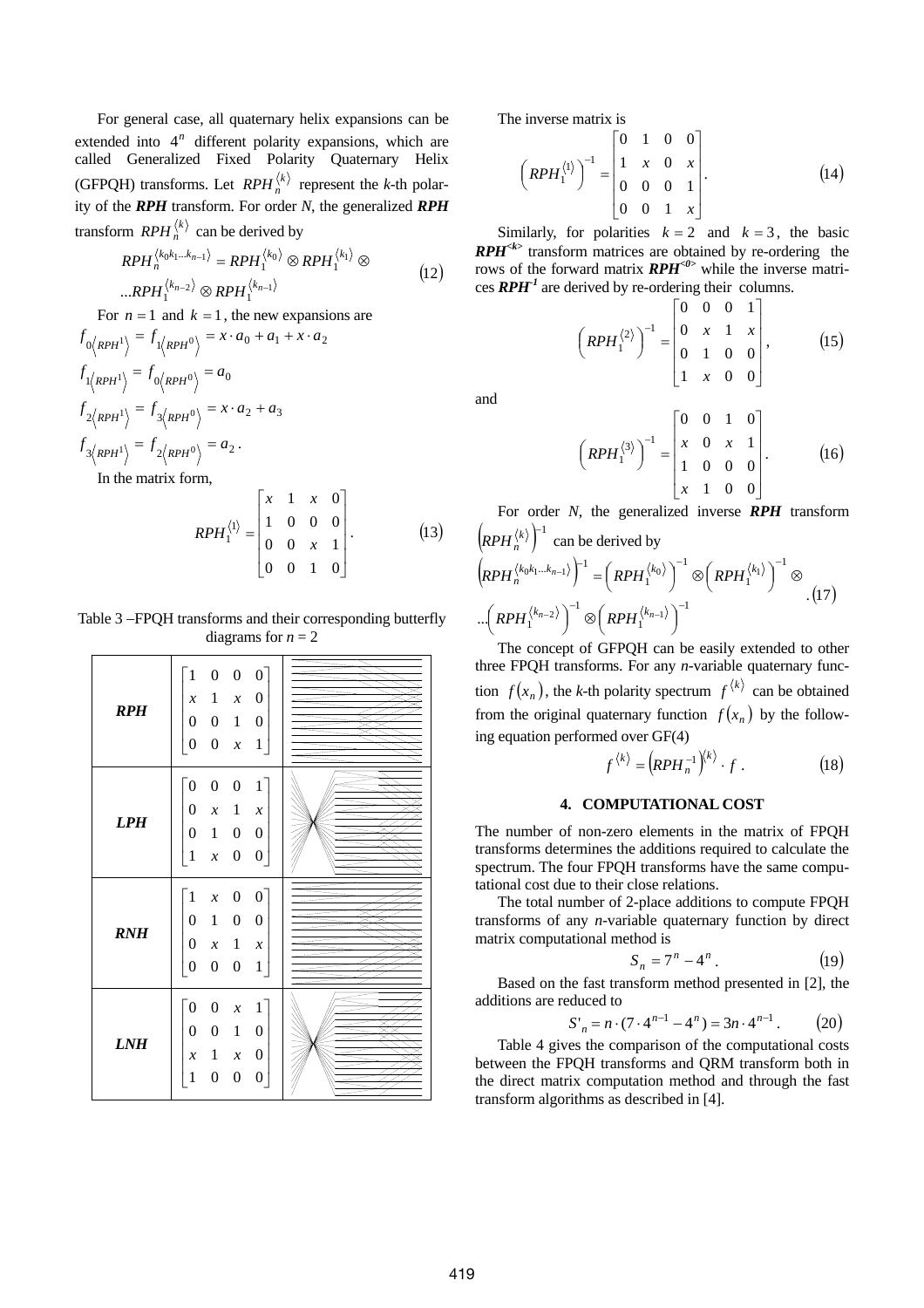For general case, all quaternary helix expansions can be extended into $4^n$ different polarity expansions, which are called Generalized Fixed Polarity Quaternary Helix (GFPQH) transforms. Let $RPH_n^{\langle k \rangle}$ represent the *k*-th polarity of the ***RPH*** transform. For order *N*, the generalized ***RPH*** transform $RPH_n^{\langle k \rangle}$ can be derived by

$$RPH_n^{\langle k_0 k_1 \ldots k_{n-1} \rangle} = RPH_1^{\langle k_0 \rangle} \otimes RPH_1^{\langle k_1 \rangle} \otimes \ldots RPH_1^{\langle k_{n-2} \rangle} \otimes RPH_1^{\langle k_{n-1} \rangle} \quad (12)$$

For $n = 1$ and $k = 1$, the new expansions are

$$f_{0\langle RPH^1 \rangle} = f_{1\langle RPH^0 \rangle} = x \cdot a_0 + a_1 + x \cdot a_2$$

$$f_{1\langle RPH^1 \rangle} = f_{0\langle RPH^0 \rangle} = a_0$$

$$f_{2\langle RPH^1 \rangle} = f_{3\langle RPH^0 \rangle} = x \cdot a_2 + a_3$$

$$f_{3\langle RPH^1 \rangle} = f_{2\langle RPH^0 \rangle} = a_2 .$$

In the matrix form,

$$RPH_1^{\langle 1 \rangle} = \begin{bmatrix} x & 1 & x & 0 \\ 1 & 0 & 0 & 0 \\ 0 & 0 & x & 1 \\ 0 & 0 & 1 & 0 \end{bmatrix}. \quad (13)$$

Table 3 –FPQH transforms and their corresponding butterfly diagrams for $n = 2$

| | Matrix | Butterfly diagram |
|---|---|---|
| ***RPH*** | $\begin{bmatrix} 1 & 0 & 0 & 0 \\ x & 1 & x & 0 \\ 0 & 0 & 1 & 0 \\ 0 & 0 & x & 1 \end{bmatrix}$ | |
| ***LPH*** | $\begin{bmatrix} 0 & 0 & 0 & 1 \\ 0 & x & 1 & x \\ 0 & 1 & 0 & 0 \\ 1 & x & 0 & 0 \end{bmatrix}$ | |
| ***RNH*** | $\begin{bmatrix} 1 & x & 0 & 0 \\ 0 & 1 & 0 & 0 \\ 0 & x & 1 & x \\ 0 & 0 & 0 & 1 \end{bmatrix}$ | |
| ***LNH*** | $\begin{bmatrix} 0 & 0 & x & 1 \\ 0 & 0 & 1 & 0 \\ x & 1 & x & 0 \\ 1 & 0 & 0 & 0 \end{bmatrix}$ | |

The inverse matrix is

$$\left( RPH_1^{\langle 1 \rangle} \right)^{-1} = \begin{bmatrix} 0 & 1 & 0 & 0 \\ 1 & x & 0 & x \\ 0 & 0 & 0 & 1 \\ 0 & 0 & 1 & x \end{bmatrix}. \quad (14)$$

Similarly, for polarities $k = 2$ and $k = 3$, the basic ***RPH***$^{<k>}$ transform matrices are obtained by re-ordering the rows of the forward matrix ***RPH***$^{<0>}$ while the inverse matrices ***RPH***$^{-1}$ are derived by re-ordering their columns.

$$\left( RPH_1^{\langle 2 \rangle} \right)^{-1} = \begin{bmatrix} 0 & 0 & 0 & 1 \\ 0 & x & 1 & x \\ 0 & 1 & 0 & 0 \\ 1 & x & 0 & 0 \end{bmatrix}, \quad (15)$$

and

$$\left( RPH_1^{\langle 3 \rangle} \right)^{-1} = \begin{bmatrix} 0 & 0 & 1 & 0 \\ x & 0 & x & 1 \\ 1 & 0 & 0 & 0 \\ x & 1 & 0 & 0 \end{bmatrix}. \quad (16)$$

For order *N*, the generalized inverse ***RPH*** transform $\left( RPH_n^{\langle k \rangle} \right)^{-1}$ can be derived by

$$\left( RPH_n^{\langle k_0 k_1 \ldots k_{n-1} \rangle} \right)^{-1} = \left( RPH_1^{\langle k_0 \rangle} \right)^{-1} \otimes \left( RPH_1^{\langle k_1 \rangle} \right)^{-1} \otimes \ldots \left( RPH_1^{\langle k_{n-2} \rangle} \right)^{-1} \otimes \left( RPH_1^{\langle k_{n-1} \rangle} \right)^{-1} . \quad (17)$$

The concept of GFPQH can be easily extended to other three FPQH transforms. For any *n*-variable quaternary function $f(x_n)$, the *k*-th polarity spectrum $f^{\langle k \rangle}$ can be obtained from the original quaternary function $f(x_n)$ by the following equation performed over GF(4)

$$f^{\langle k \rangle} = \left( RPH_n^{-1} \right)^{\langle k \rangle} \cdot f . \quad (18)$$

## 4. COMPUTATIONAL COST

The number of non-zero elements in the matrix of FPQH transforms determines the additions required to calculate the spectrum. The four FPQH transforms have the same computational cost due to their close relations.

The total number of 2-place additions to compute FPQH transforms of any *n*-variable quaternary function by direct matrix computational method is

$$S_n = 7^n - 4^n . \quad (19)$$

Based on the fast transform method presented in [2], the additions are reduced to

$$S'_n = n \cdot (7 \cdot 4^{n-1} - 4^n) = 3n \cdot 4^{n-1} . \quad (20)$$

Table 4 gives the comparison of the computational costs between the FPQH transforms and QRM transform both in the direct matrix computation method and through the fast transform algorithms as described in [4].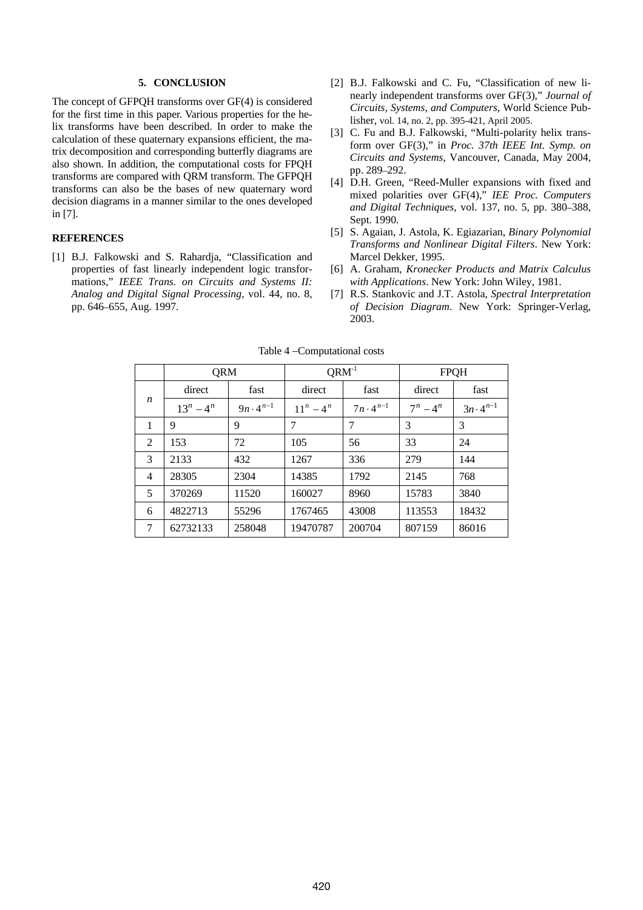## 5. CONCLUSION

The concept of GFPQH transforms over GF(4) is considered for the first time in this paper. Various properties for the helix transforms have been described. In order to make the calculation of these quaternary expansions efficient, the matrix decomposition and corresponding butterfly diagrams are also shown. In addition, the computational costs for FPQH transforms are compared with QRM transform. The GFPQH transforms can also be the bases of new quaternary word decision diagrams in a manner similar to the ones developed in [7].

## REFERENCES

[1] B.J. Falkowski and S. Rahardja, "Classification and properties of fast linearly independent logic transformations," *IEEE Trans. on Circuits and Systems II: Analog and Digital Signal Processing*, vol. 44, no. 8, pp. 646–655, Aug. 1997.

[2] B.J. Falkowski and C. Fu, "Classification of new linearly independent transforms over GF(3)," *Journal of Circuits, Systems, and Computers*, World Science Publisher, vol. 14, no. 2, pp. 395-421, April 2005.

[3] C. Fu and B.J. Falkowski, "Multi-polarity helix transform over GF(3)," in *Proc. 37th IEEE Int. Symp. on Circuits and Systems*, Vancouver, Canada, May 2004, pp. 289–292.

[4] D.H. Green, "Reed-Muller expansions with fixed and mixed polarities over GF(4)," *IEE Proc. Computers and Digital Techniques*, vol. 137, no. 5, pp. 380–388, Sept. 1990.

[5] S. Agaian, J. Astola, K. Egiazarian, *Binary Polynomial Transforms and Nonlinear Digital Filters*. New York: Marcel Dekker, 1995.

[6] A. Graham, *Kronecker Products and Matrix Calculus with Applications*. New York: John Wiley, 1981.

[7] R.S. Stankovic and J.T. Astola, *Spectral Interpretation of Decision Diagram*. New York: Springer-Verlag, 2003.

Table 4 –Computational costs

| $n$ | QRM | | $\text{QRM}^{-1}$ | | FPQH | |
|---|---|---|---|---|---|---|
| | direct | fast | direct | fast | direct | fast |
| | $13^n - 4^n$ | $9n \cdot 4^{n-1}$ | $11^n - 4^n$ | $7n \cdot 4^{n-1}$ | $7^n - 4^n$ | $3n \cdot 4^{n-1}$ |
| 1 | 9 | 9 | 7 | 7 | 3 | 3 |
| 2 | 153 | 72 | 105 | 56 | 33 | 24 |
| 3 | 2133 | 432 | 1267 | 336 | 279 | 144 |
| 4 | 28305 | 2304 | 14385 | 1792 | 2145 | 768 |
| 5 | 370269 | 11520 | 160027 | 8960 | 15783 | 3840 |
| 6 | 4822713 | 55296 | 1767465 | 43008 | 113553 | 18432 |
| 7 | 62732133 | 258048 | 19470787 | 200704 | 807159 | 86016 |